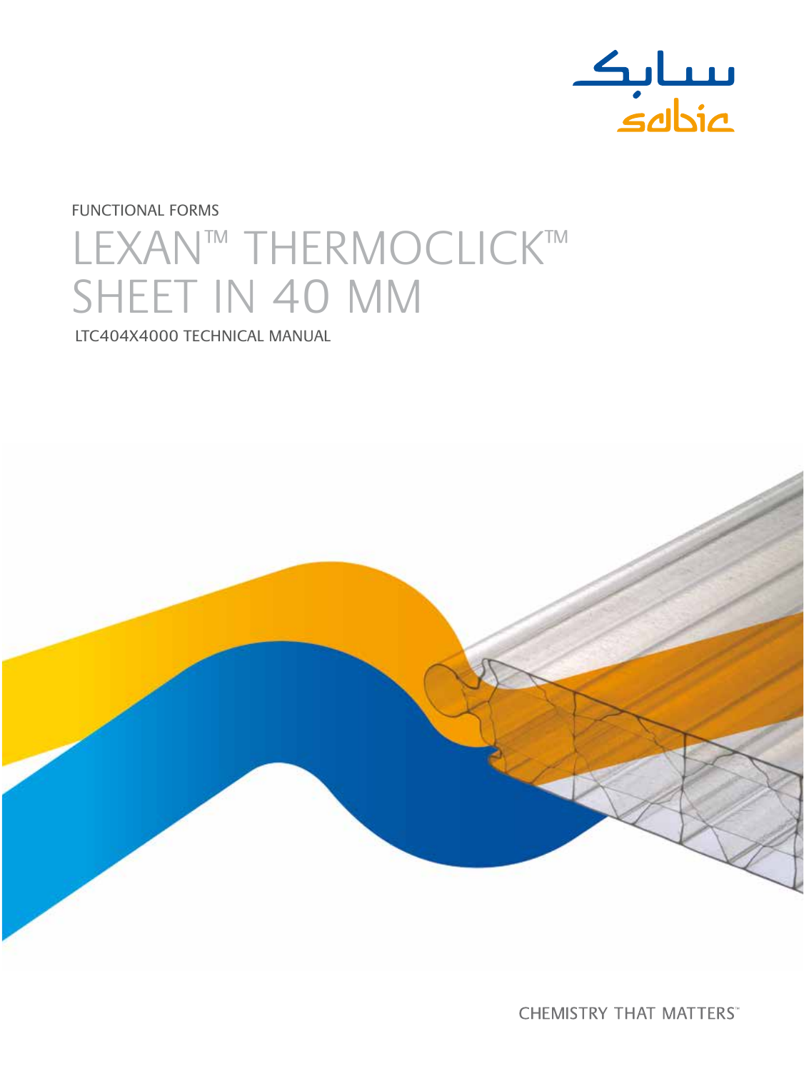FUNCTIONAL FORMS

# LEXAN™ THERMOCLICK™ SHEET IN 40 MM

LTC404X4000 TECHNICAL MANUAL

CHEMISTRY THAT MATTERS™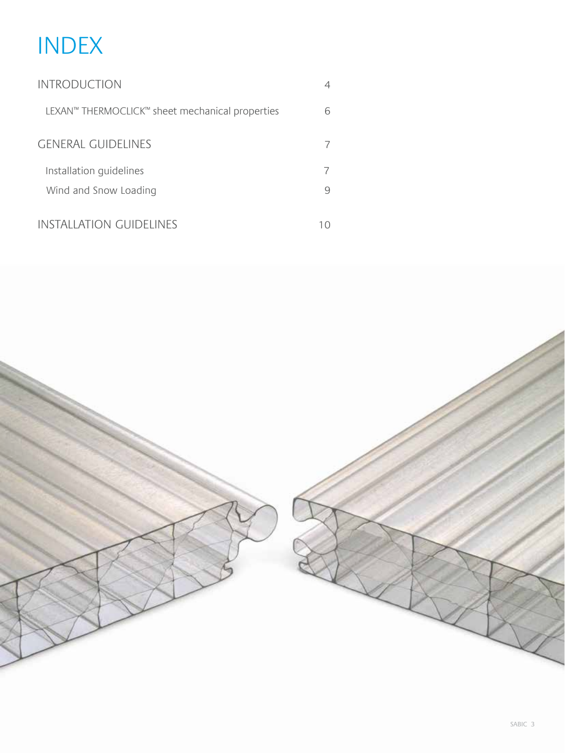# INDEX

| | |
|---|---|
| INTRODUCTION | 4 |
| LEXAN™ THERMOCLICK™ sheet mechanical properties | 6 |
| GENERAL GUIDELINES | 7 |
| Installation guidelines | 7 |
| Wind and Snow Loading | 9 |
| INSTALLATION GUIDELINES | 10 |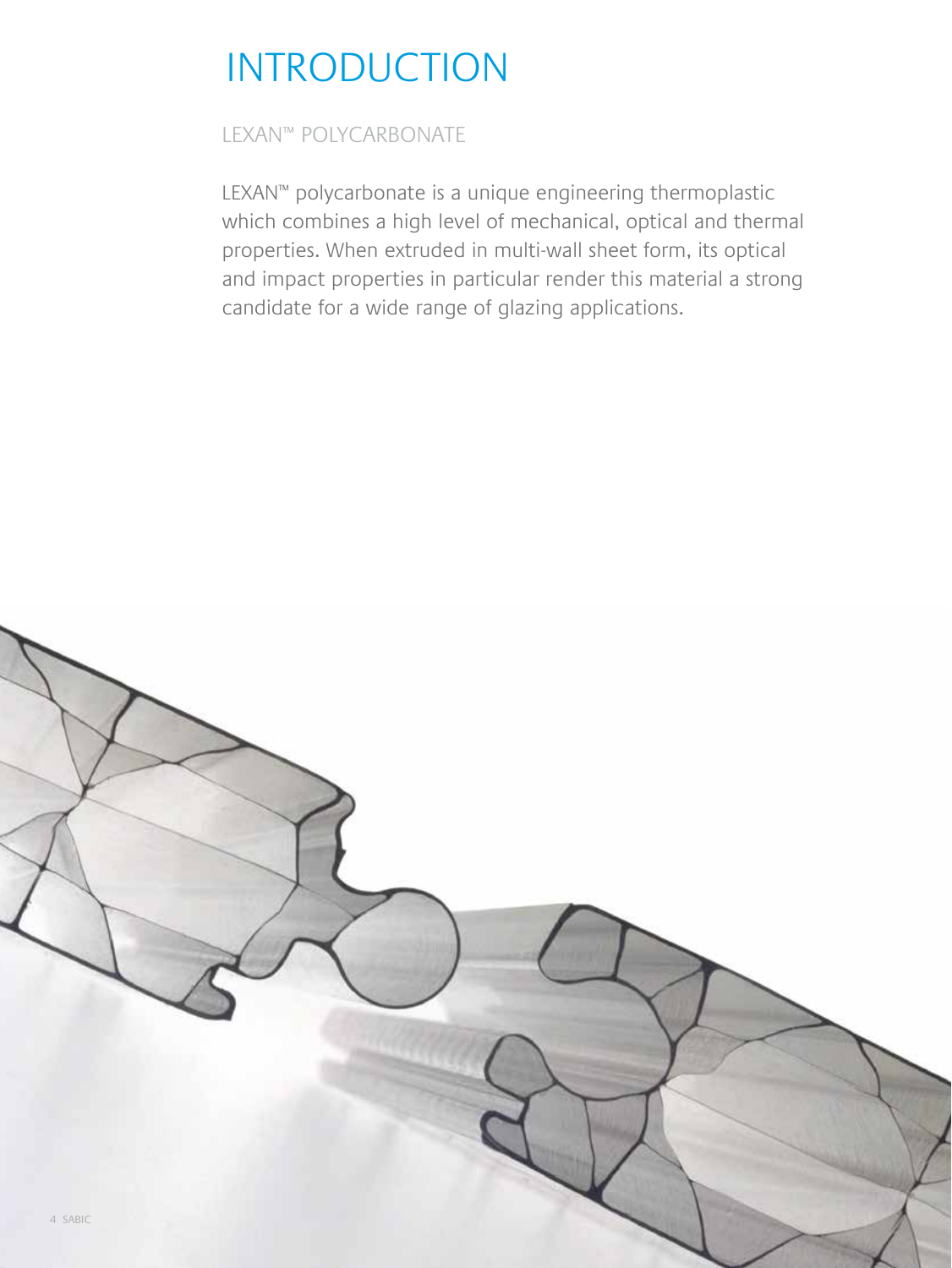# INTRODUCTION

## LEXAN™ POLYCARBONATE

LEXAN™ polycarbonate is a unique engineering thermoplastic which combines a high level of mechanical, optical and thermal properties. When extruded in multi-wall sheet form, its optical and impact properties in particular render this material a strong candidate for a wide range of glazing applications.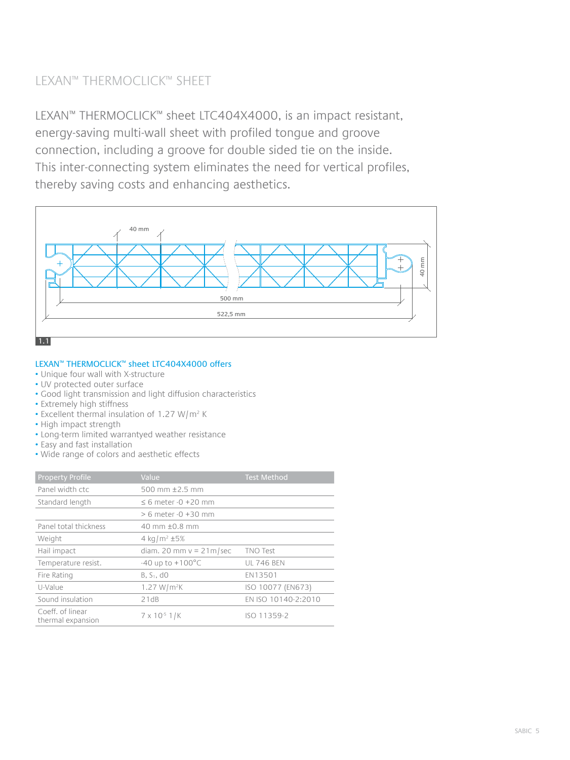# LEXAN™ THERMOCLICK™ SHEET

LEXAN™ THERMOCLICK™ sheet LTC404X4000, is an impact resistant, energy-saving multi-wall sheet with profiled tongue and groove connection, including a groove for double sided tie on the inside. This inter-connecting system eliminates the need for vertical profiles, thereby saving costs and enhancing aesthetics.

40 mm

40 mm

500 mm

522,5 mm

1.1

### LEXAN™ THERMOCLICK™ sheet LTC404X4000 offers

- Unique four wall with X-structure
- UV protected outer surface
- Good light transmission and light diffusion characteristics
- Extremely high stiffness
- Excellent thermal insulation of 1.27 W/m² K
- High impact strength
- Long-term limited warrantyed weather resistance
- Easy and fast installation
- Wide range of colors and aesthetic effects

| Property Profile | Value | Test Method |
|---|---|---|
| Panel width ctc | 500 mm ±2.5 mm | |
| Standard length | ≤ 6 meter -0 +20 mm | |
| | > 6 meter -0 +30 mm | |
| Panel total thickness | 40 mm ±0.8 mm | |
| Weight | 4 kg/m² ±5% | |
| Hail impact | diam. 20 mm v = 21m/sec | TNO Test |
| Temperature resist. | -40 up to +100°C | UL 746 BEN |
| Fire Rating | B, $S_1$, d0 | EN13501 |
| U-Value | 1.27 W/m²K | ISO 10077 (EN673) |
| Sound insulation | 21dB | EN ISO 10140-2:2010 |
| Coeff. of linear thermal expansion | $7 \times 10^{-5}$ 1/K | ISO 11359-2 |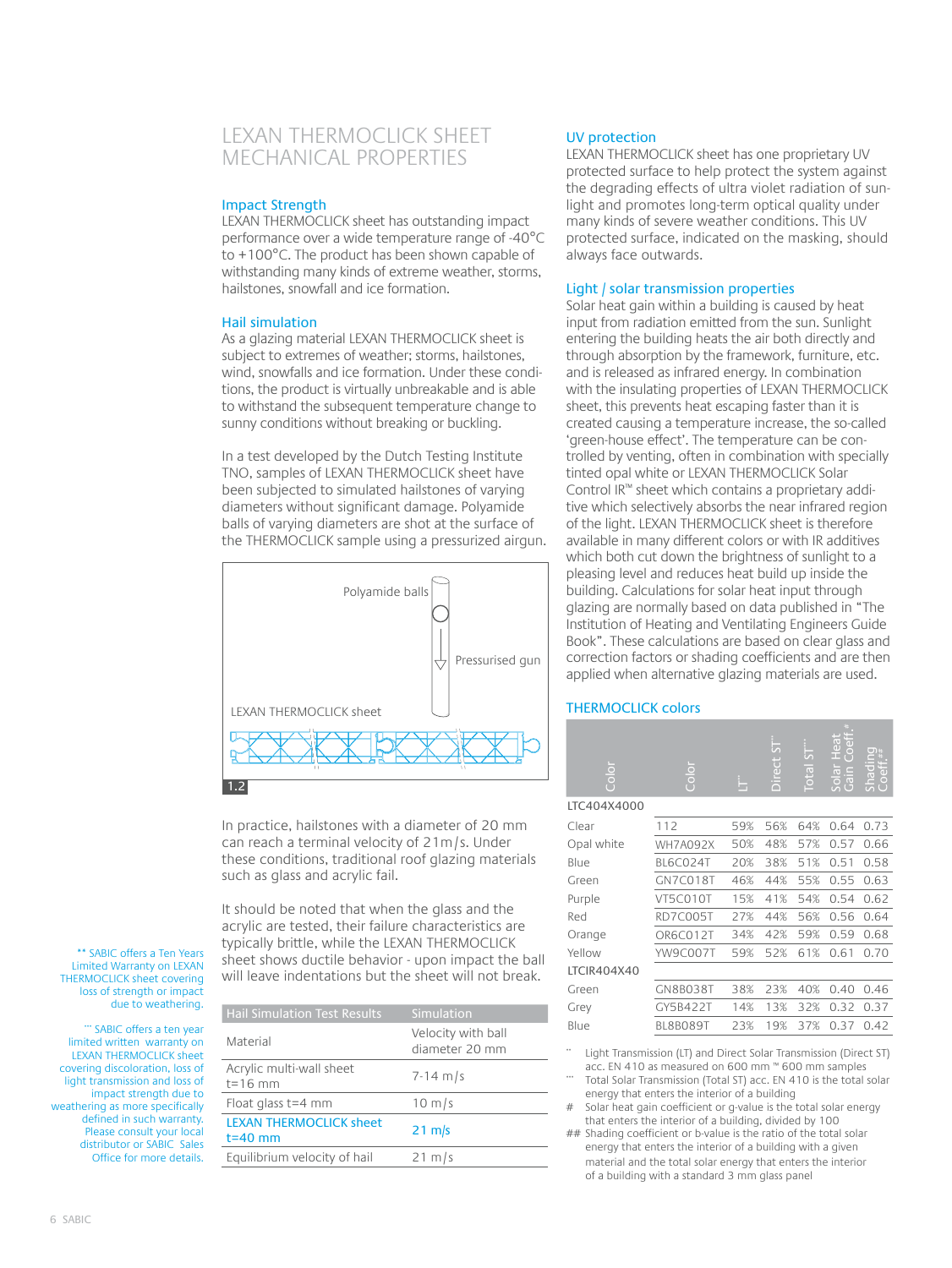# LEXAN THERMOCLICK SHEET MECHANICAL PROPERTIES

## Impact Strength

LEXAN THERMOCLICK sheet has outstanding impact performance over a wide temperature range of -40°C to +100°C. The product has been shown capable of withstanding many kinds of extreme weather, storms, hailstones, snowfall and ice formation.

## Hail simulation

As a glazing material LEXAN THERMOCLICK sheet is subject to extremes of weather; storms, hailstones, wind, snowfalls and ice formation. Under these conditions, the product is virtually unbreakable and is able to withstand the subsequent temperature change to sunny conditions without breaking or buckling.

In a test developed by the Dutch Testing Institute TNO, samples of LEXAN THERMOCLICK sheet have been subjected to simulated hailstones of varying diameters without significant damage. Polyamide balls of varying diameters are shot at the surface of the THERMOCLICK sample using a pressurized airgun.

Polyamide balls

Pressurised gun

LEXAN THERMOCLICK sheet

1.2

In practice, hailstones with a diameter of 20 mm can reach a terminal velocity of 21m/s. Under these conditions, traditional roof glazing materials such as glass and acrylic fail.

It should be noted that when the glass and the acrylic are tested, their failure characteristics are typically brittle, while the LEXAN THERMOCLICK sheet shows ductile behavior - upon impact the ball will leave indentations but the sheet will not break.

| Hail Simulation Test Results | Simulation |
|---|---|
| Material | Velocity with ball diameter 20 mm |
| Acrylic multi-wall sheet t=16 mm | 7-14 m/s |
| Float glass t=4 mm | 10 m/s |
| LEXAN THERMOCLICK sheet t=40 mm | 21 m/s |
| Equilibrium velocity of hail | 21 m/s |

** SABIC offers a Ten Years Limited Warranty on LEXAN THERMOCLICK sheet covering loss of strength or impact due to weathering.

*** SABIC offers a ten year limited written warranty on LEXAN THERMOCLICK sheet covering discoloration, loss of light transmission and loss of impact strength due to weathering as more specifically defined in such warranty. Please consult your local distributor or SABIC Sales Office for more details.

## UV protection

LEXAN THERMOCLICK sheet has one proprietary UV protected surface to help protect the system against the degrading effects of ultra violet radiation of sunlight and promotes long-term optical quality under many kinds of severe weather conditions. This UV protected surface, indicated on the masking, should always face outwards.

## Light / solar transmission properties

Solar heat gain within a building is caused by heat input from radiation emitted from the sun. Sunlight entering the building heats the air both directly and through absorption by the framework, furniture, etc. and is released as infrared energy. In combination with the insulating properties of LEXAN THERMOCLICK sheet, this prevents heat escaping faster than it is created causing a temperature increase, the so-called 'green-house effect'. The temperature can be controlled by venting, often in combination with specially tinted opal white or LEXAN THERMOCLICK Solar Control IR™ sheet which contains a proprietary additive which selectively absorbs the near infrared region of the light. LEXAN THERMOCLICK sheet is therefore available in many different colors or with IR additives which both cut down the brightness of sunlight to a pleasing level and reduces heat build up inside the building. Calculations for solar heat input through glazing are normally based on data published in "The Institution of Heating and Ventilating Engineers Guide Book". These calculations are based on clear glass and correction factors or shading coefficients and are then applied when alternative glazing materials are used.

## THERMOCLICK colors

| Color | Color | LT** | Direct ST** | Total ST*** | Solar Heat Gain Coeff.# | Shading Coeff.## |
|---|---|---|---|---|---|---|
| **LTC404X4000** | | | | | | |
| Clear | 112 | 59% | 56% | 64% | 0.64 | 0.73 |
| Opal white | WH7A092X | 50% | 48% | 57% | 0.57 | 0.66 |
| Blue | BL6C024T | 20% | 38% | 51% | 0.51 | 0.58 |
| Green | GN7C018T | 46% | 44% | 55% | 0.55 | 0.63 |
| Purple | VT5C010T | 15% | 41% | 54% | 0.54 | 0.62 |
| Red | RD7C005T | 27% | 44% | 56% | 0.56 | 0.64 |
| Orange | OR6C012T | 34% | 42% | 59% | 0.59 | 0.68 |
| Yellow | YW9C007T | 59% | 52% | 61% | 0.61 | 0.70 |
| **LTCIR404X40** | | | | | | |
| Green | GN8B038T | 38% | 23% | 40% | 0.40 | 0.46 |
| Grey | GY5B422T | 14% | 13% | 32% | 0.32 | 0.37 |
| Blue | BL8B089T | 23% | 19% | 37% | 0.37 | 0.42 |

** Light Transmission (LT) and Direct Solar Transmission (Direct ST) acc. EN 410 as measured on 600 mm * 600 mm samples

*** Total Solar Transmission (Total ST) acc. EN 410 is the total solar energy that enters the interior of a building

\# Solar heat gain coefficient or g-value is the total solar energy that enters the interior of a building, divided by 100

\## Shading coefficient or b-value is the ratio of the total solar energy that enters the interior of a building with a given material and the total solar energy that enters the interior of a building with a standard 3 mm glass panel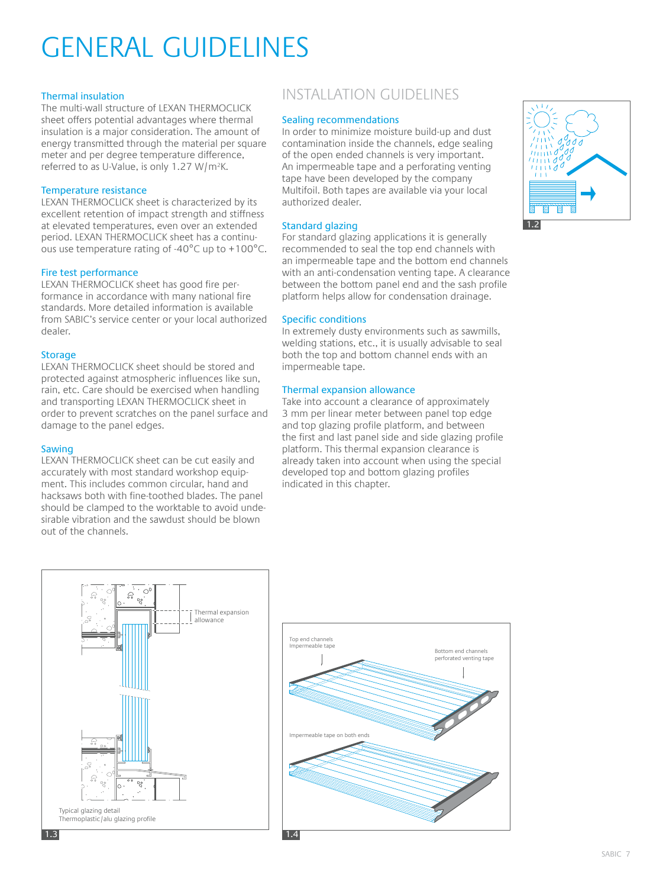# GENERAL GUIDELINES

### Thermal insulation

The multi-wall structure of LEXAN THERMOCLICK sheet offers potential advantages where thermal insulation is a major consideration. The amount of energy transmitted through the material per square meter and per degree temperature difference, referred to as U-Value, is only 1.27 W/m²K.

### Temperature resistance

LEXAN THERMOCLICK sheet is characterized by its excellent retention of impact strength and stiffness at elevated temperatures, even over an extended period. LEXAN THERMOCLICK sheet has a continuous use temperature rating of -40°C up to +100°C.

### Fire test performance

LEXAN THERMOCLICK sheet has good fire performance in accordance with many national fire standards. More detailed information is available from SABIC's service center or your local authorized dealer.

### Storage

LEXAN THERMOCLICK sheet should be stored and protected against atmospheric influences like sun, rain, etc. Care should be exercised when handling and transporting LEXAN THERMOCLICK sheet in order to prevent scratches on the panel surface and damage to the panel edges.

### Sawing

LEXAN THERMOCLICK sheet can be cut easily and accurately with most standard workshop equipment. This includes common circular, hand and hacksaws both with fine-toothed blades. The panel should be clamped to the worktable to avoid undesirable vibration and the sawdust should be blown out of the channels.

## INSTALLATION GUIDELINES

### Sealing recommendations

In order to minimize moisture build-up and dust contamination inside the channels, edge sealing of the open ended channels is very important. An impermeable tape and a perforating venting tape have been developed by the company Multifoil. Both tapes are available via your local authorized dealer.

### Standard glazing

For standard glazing applications it is generally recommended to seal the top end channels with an impermeable tape and the bottom end channels with an anti-condensation venting tape. A clearance between the bottom panel end and the sash profile platform helps allow for condensation drainage.

### Specific conditions

In extremely dusty environments such as sawmills, welding stations, etc., it is usually advisable to seal both the top and bottom channel ends with an impermeable tape.

### Thermal expansion allowance

Take into account a clearance of approximately 3 mm per linear meter between panel top edge and top glazing profile platform, and between the first and last panel side and side glazing profile platform. This thermal expansion clearance is already taken into account when using the special developed top and bottom glazing profiles indicated in this chapter.

1.2

Thermal expansion allowance

Typical glazing detail
Thermoplastic/alu glazing profile

1.3

Top end channels
Impermeable tape

Bottom end channels
perforated venting tape

Impermeable tape on both ends

1.4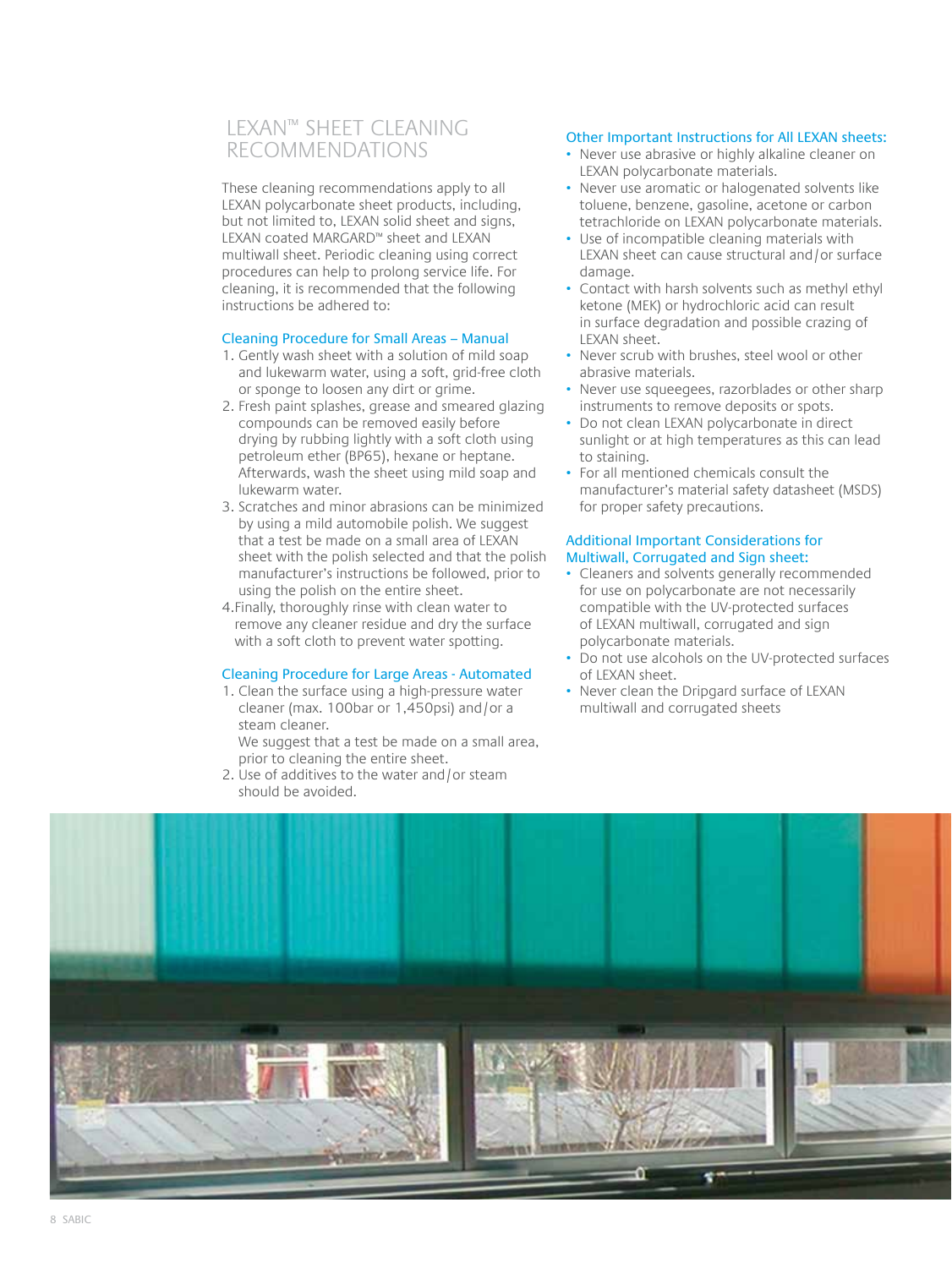# LEXAN™ SHEET CLEANING RECOMMENDATIONS

These cleaning recommendations apply to all LEXAN polycarbonate sheet products, including, but not limited to, LEXAN solid sheet and signs, LEXAN coated MARGARD™ sheet and LEXAN multiwall sheet. Periodic cleaning using correct procedures can help to prolong service life. For cleaning, it is recommended that the following instructions be adhered to:

### Cleaning Procedure for Small Areas – Manual

1. Gently wash sheet with a solution of mild soap and lukewarm water, using a soft, grid-free cloth or sponge to loosen any dirt or grime.
2. Fresh paint splashes, grease and smeared glazing compounds can be removed easily before drying by rubbing lightly with a soft cloth using petroleum ether (BP65), hexane or heptane. Afterwards, wash the sheet using mild soap and lukewarm water.
3. Scratches and minor abrasions can be minimized by using a mild automobile polish. We suggest that a test be made on a small area of LEXAN sheet with the polish selected and that the polish manufacturer's instructions be followed, prior to using the polish on the entire sheet.
4. Finally, thoroughly rinse with clean water to remove any cleaner residue and dry the surface with a soft cloth to prevent water spotting.

### Cleaning Procedure for Large Areas - Automated

1. Clean the surface using a high-pressure water cleaner (max. 100bar or 1,450psi) and/or a steam cleaner.
   We suggest that a test be made on a small area, prior to cleaning the entire sheet.
2. Use of additives to the water and/or steam should be avoided.

### Other Important Instructions for All LEXAN sheets:

- Never use abrasive or highly alkaline cleaner on LEXAN polycarbonate materials.
- Never use aromatic or halogenated solvents like toluene, benzene, gasoline, acetone or carbon tetrachloride on LEXAN polycarbonate materials.
- Use of incompatible cleaning materials with LEXAN sheet can cause structural and/or surface damage.
- Contact with harsh solvents such as methyl ethyl ketone (MEK) or hydrochloric acid can result in surface degradation and possible crazing of LEXAN sheet.
- Never scrub with brushes, steel wool or other abrasive materials.
- Never use squeegees, razorblades or other sharp instruments to remove deposits or spots.
- Do not clean LEXAN polycarbonate in direct sunlight or at high temperatures as this can lead to staining.
- For all mentioned chemicals consult the manufacturer's material safety datasheet (MSDS) for proper safety precautions.

### Additional Important Considerations for Multiwall, Corrugated and Sign sheet:

- Cleaners and solvents generally recommended for use on polycarbonate are not necessarily compatible with the UV-protected surfaces of LEXAN multiwall, corrugated and sign polycarbonate materials.
- Do not use alcohols on the UV-protected surfaces of LEXAN sheet.
- Never clean the Dripgard surface of LEXAN multiwall and corrugated sheets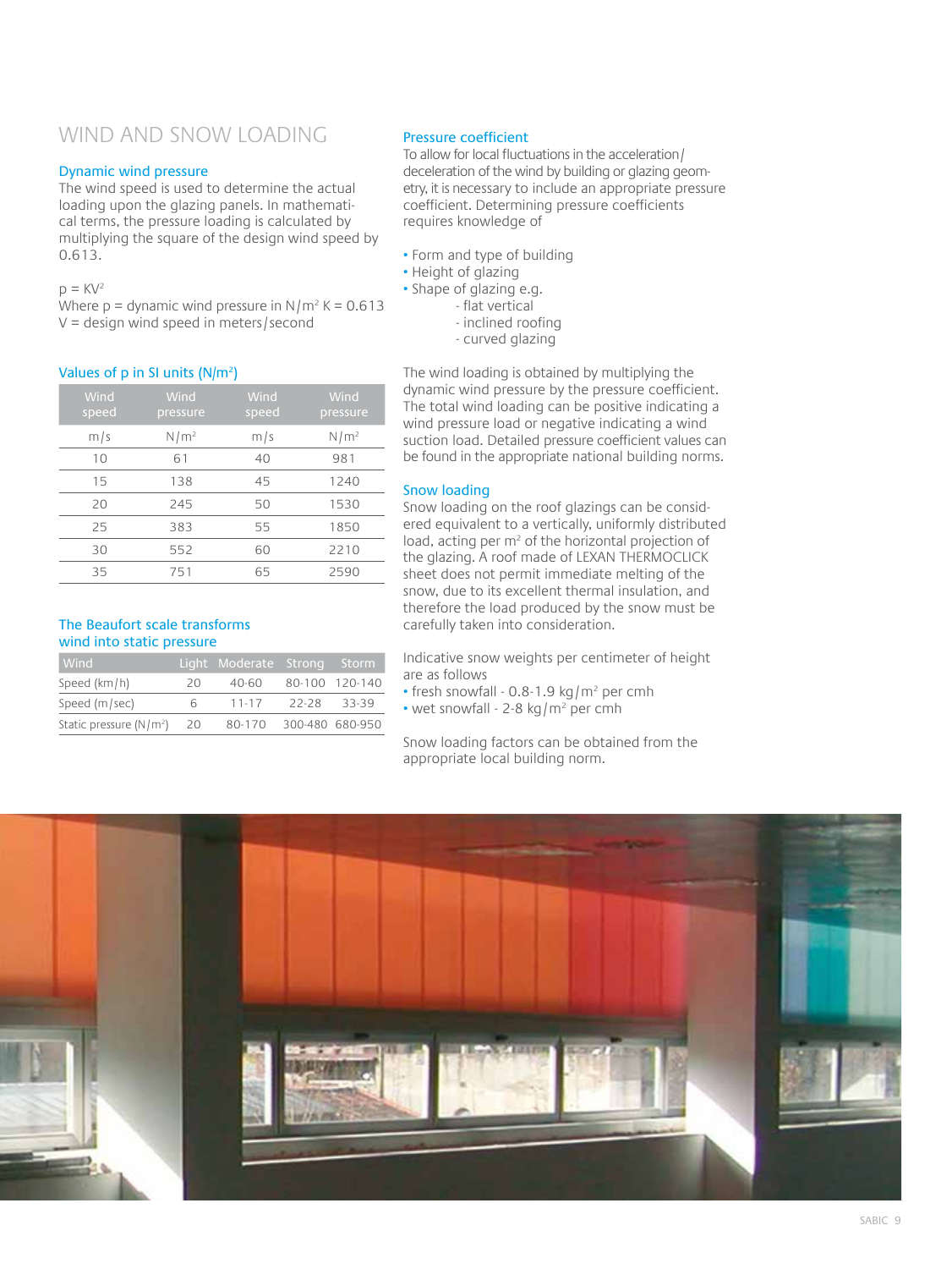# WIND AND SNOW LOADING

## Dynamic wind pressure

The wind speed is used to determine the actual loading upon the glazing panels. In mathematical terms, the pressure loading is calculated by multiplying the square of the design wind speed by 0.613.

$p = KV^2$

Where p = dynamic wind pressure in $N/m^2$ K = 0.613
V = design wind speed in meters/second

### Values of p in SI units ($N/m^2$)

| Wind speed | Wind pressure | Wind speed | Wind pressure |
|---|---|---|---|
| m/s | $N/m^2$ | m/s | $N/m^2$ |
| 10 | 61 | 40 | 981 |
| 15 | 138 | 45 | 1240 |
| 20 | 245 | 50 | 1530 |
| 25 | 383 | 55 | 1850 |
| 30 | 552 | 60 | 2210 |
| 35 | 751 | 65 | 2590 |

### The Beaufort scale transforms wind into static pressure

| Wind | Light | Moderate | Strong | Storm |
|---|---|---|---|---|
| Speed (km/h) | 20 | 40-60 | 80-100 | 120-140 |
| Speed (m/sec) | 6 | 11-17 | 22-28 | 33-39 |
| Static pressure ($N/m^2$) | 20 | 80-170 | 300-480 | 680-950 |

## Pressure coefficient

To allow for local fluctuations in the acceleration/deceleration of the wind by building or glazing geometry, it is necessary to include an appropriate pressure coefficient. Determining pressure coefficients requires knowledge of

- Form and type of building
- Height of glazing
- Shape of glazing e.g.
  - flat vertical
  - inclined roofing
  - curved glazing

The wind loading is obtained by multiplying the dynamic wind pressure by the pressure coefficient. The total wind loading can be positive indicating a wind pressure load or negative indicating a wind suction load. Detailed pressure coefficient values can be found in the appropriate national building norms.

## Snow loading

Snow loading on the roof glazings can be considered equivalent to a vertically, uniformly distributed load, acting per $m^2$ of the horizontal projection of the glazing. A roof made of LEXAN THERMOCLICK sheet does not permit immediate melting of the snow, due to its excellent thermal insulation, and therefore the load produced by the snow must be carefully taken into consideration.

Indicative snow weights per centimeter of height are as follows

- fresh snowfall - 0.8-1.9 $kg/m^2$ per cmh
- wet snowfall - 2-8 $kg/m^2$ per cmh

Snow loading factors can be obtained from the appropriate local building norm.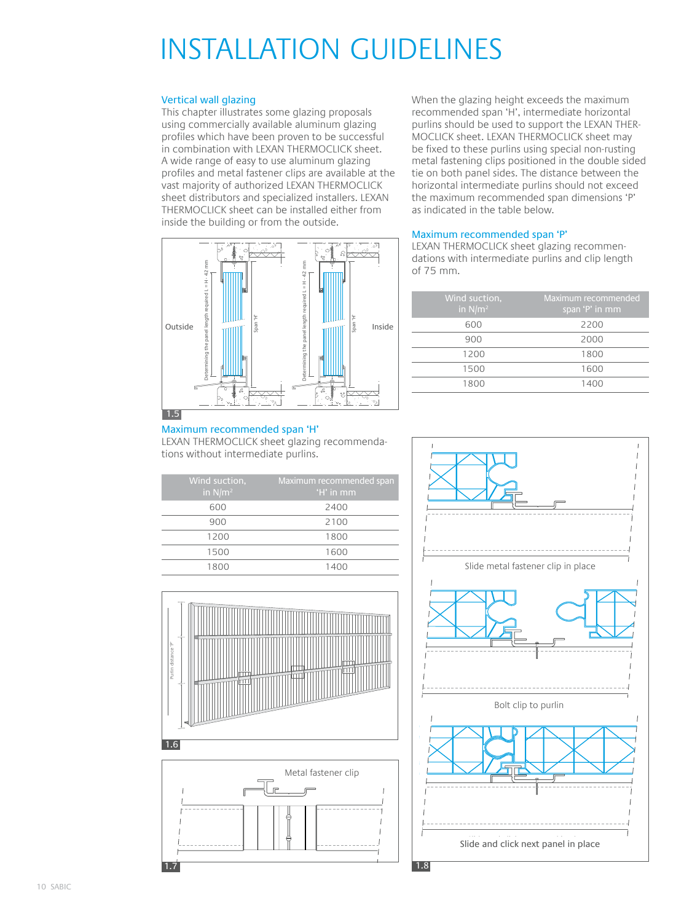# INSTALLATION GUIDELINES

## Vertical wall glazing

This chapter illustrates some glazing proposals using commercially available aluminum glazing profiles which have been proven to be successful in combination with LEXAN THERMOCLICK sheet. A wide range of easy to use aluminum glazing profiles and metal fastener clips are available at the vast majority of authorized LEXAN THERMOCLICK sheet distributors and specialized installers. LEXAN THERMOCLICK sheet can be installed either from inside the building or from the outside.

Outside

Determining the panel length required L = H -42 mm

Span 'H'

Inside

1.5

## Maximum recommended span 'H'

LEXAN THERMOCLICK sheet glazing recommendations without intermediate purlins.

| Wind suction, in N/m² | Maximum recommended span 'H' in mm |
|---|---|
| 600 | 2400 |
| 900 | 2100 |
| 1200 | 1800 |
| 1500 | 1600 |
| 1800 | 1400 |

Purlin distance 'P'

1.6

Metal fastener clip

1.7

When the glazing height exceeds the maximum recommended span 'H', intermediate horizontal purlins should be used to support the LEXAN THERMOCLICK sheet. LEXAN THERMOCLICK sheet may be fixed to these purlins using special non-rusting metal fastening clips positioned in the double sided tie on both panel sides. The distance between the horizontal intermediate purlins should not exceed the maximum recommended span dimensions 'P' as indicated in the table below.

## Maximum recommended span 'P'

LEXAN THERMOCLICK sheet glazing recommendations with intermediate purlins and clip length of 75 mm.

| Wind suction, in N/m² | Maximum recommended span 'P' in mm |
|---|---|
| 600 | 2200 |
| 900 | 2000 |
| 1200 | 1800 |
| 1500 | 1600 |
| 1800 | 1400 |

Slide metal fastener clip in place

Bolt clip to purlin

Slide and click next panel in place

1.8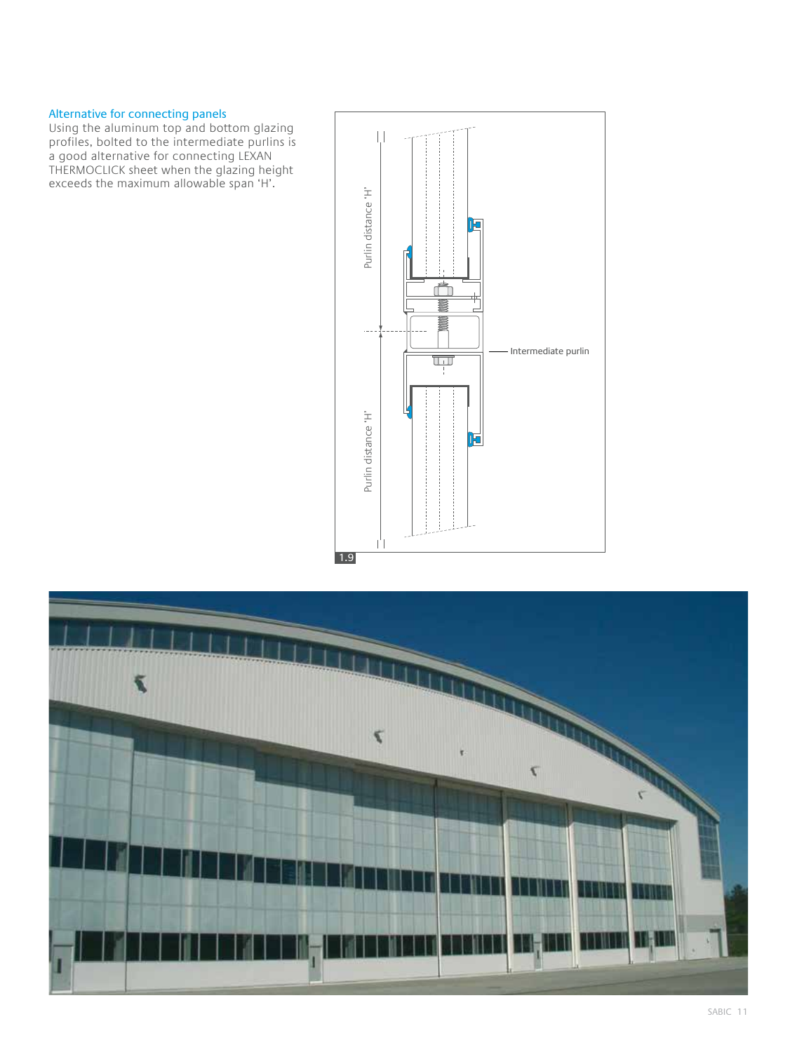### Alternative for connecting panels

Using the aluminum top and bottom glazing profiles, bolted to the intermediate purlins is a good alternative for connecting LEXAN THERMOCLICK sheet when the glazing height exceeds the maximum allowable span 'H'.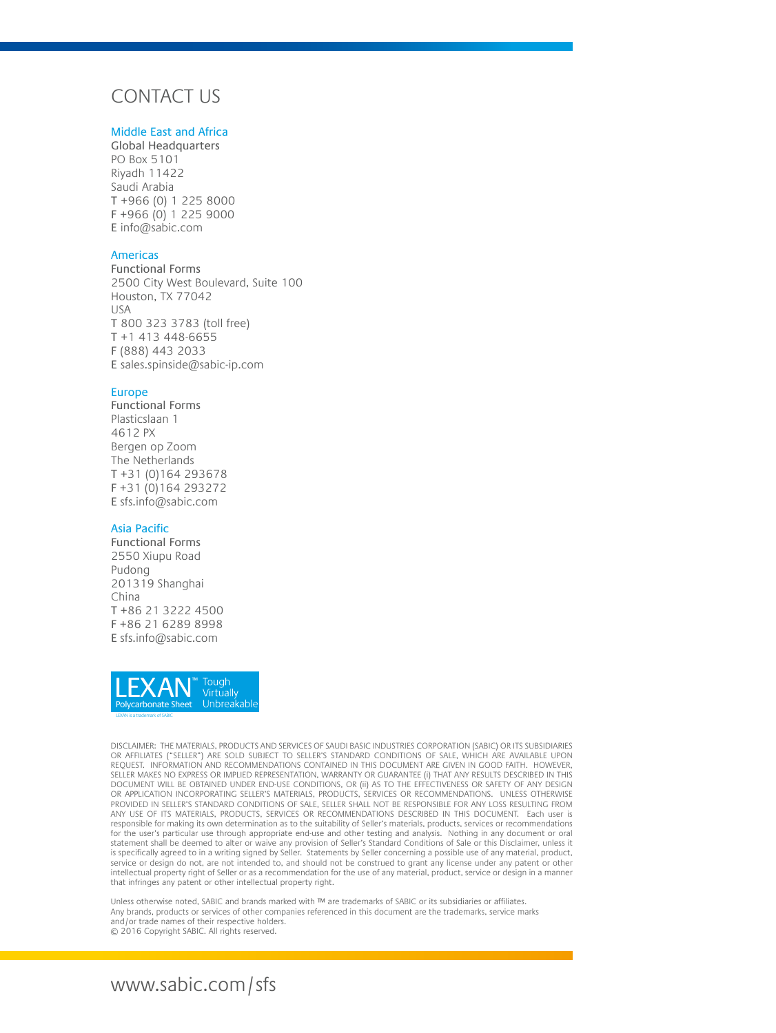# CONTACT US

### Middle East and Africa

**Global Headquarters**
PO Box 5101
Riyadh 11422
Saudi Arabia
T +966 (0) 1 225 8000
F +966 (0) 1 225 9000
E info@sabic.com

### Americas

**Functional Forms**
2500 City West Boulevard, Suite 100
Houston, TX 77042
USA
T 800 323 3783 (toll free)
T +1 413 448-6655
F (888) 443 2033
E sales.spinside@sabic-ip.com

### Europe

**Functional Forms**
Plasticslaan 1
4612 PX
Bergen op Zoom
The Netherlands
T +31 (0)164 293678
F +31 (0)164 293272
E sfs.info@sabic.com

### Asia Pacific

**Functional Forms**
2550 Xiupu Road
Pudong
201319 Shanghai
China
T +86 21 3222 4500
F +86 21 6289 8998
E sfs.info@sabic.com

LEXAN™ Polycarbonate Sheet Tough Virtually Unbreakable

LEXAN is a trademark of SABIC

DISCLAIMER: THE MATERIALS, PRODUCTS AND SERVICES OF SAUDI BASIC INDUSTRIES CORPORATION (SABIC) OR ITS SUBSIDIARIES OR AFFILIATES ("SELLER") ARE SOLD SUBJECT TO SELLER'S STANDARD CONDITIONS OF SALE, WHICH ARE AVAILABLE UPON REQUEST. INFORMATION AND RECOMMENDATIONS CONTAINED IN THIS DOCUMENT ARE GIVEN IN GOOD FAITH. HOWEVER, SELLER MAKES NO EXPRESS OR IMPLIED REPRESENTATION, WARRANTY OR GUARANTEE (i) THAT ANY RESULTS DESCRIBED IN THIS DOCUMENT WILL BE OBTAINED UNDER END-USE CONDITIONS, OR (ii) AS TO THE EFFECTIVENESS OR SAFETY OF ANY DESIGN OR APPLICATION INCORPORATING SELLER'S MATERIALS, PRODUCTS, SERVICES OR RECOMMENDATIONS. UNLESS OTHERWISE PROVIDED IN SELLER'S STANDARD CONDITIONS OF SALE, SELLER SHALL NOT BE RESPONSIBLE FOR ANY LOSS RESULTING FROM ANY USE OF ITS MATERIALS, PRODUCTS, SERVICES OR RECOMMENDATIONS DESCRIBED IN THIS DOCUMENT. Each user is responsible for making its own determination as to the suitability of Seller's materials, products, services or recommendations for the user's particular use through appropriate end-use and other testing and analysis. Nothing in any document or oral statement shall be deemed to alter or waive any provision of Seller's Standard Conditions of Sale or this Disclaimer, unless it is specifically agreed to in a writing signed by Seller. Statements by Seller concerning a possible use of any material, product, service or design do not, are not intended to, and should not be construed to grant any license under any patent or other intellectual property right of Seller or as a recommendation for the use of any material, product, service or design in a manner that infringes any patent or other intellectual property right.

Unless otherwise noted, SABIC and brands marked with ™ are trademarks of SABIC or its subsidiaries or affiliates.
Any brands, products or services of other companies referenced in this document are the trademarks, service marks and/or trade names of their respective holders.
© 2016 Copyright SABIC. All rights reserved.

www.sabic.com/sfs